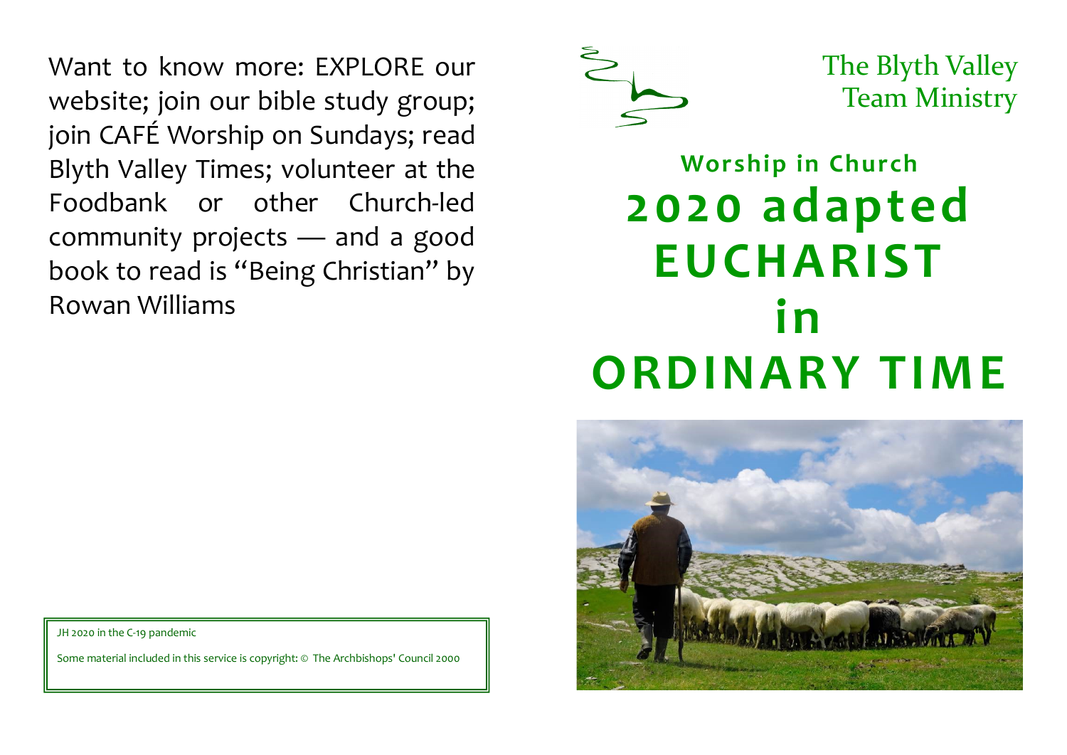Want to know more: EXPLORE our website; join our bible study group; join CAFÉ Worship on Sundays; read Blyth Valley Times; volunteer at the Foodbank or other Church-led community projects — and a good book to read is "Being Christian" by Rowan Williams

JH 2020 in the C-19 pandemic

Some material included in this service is copyright: © The Archbishops' Council 2000

The Blyth Valley
Team Ministry

**Worship in Church**

# 2020 adapted EUCHARIST in ORDINARY TIME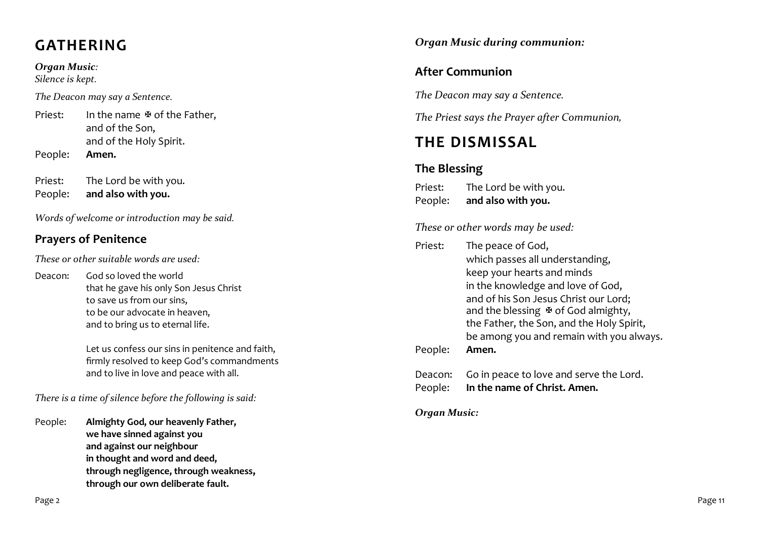# GATHERING

***Organ Music****:*
*Silence is kept.*

*The Deacon may say a Sentence.*

Priest: In the name ✠ of the Father,
and of the Son,
and of the Holy Spirit.
People: **Amen.**

Priest: The Lord be with you.
People: **and also with you.**

*Words of welcome or introduction may be said.*

## Prayers of Penitence

*These or other suitable words are used:*

Deacon: God so loved the world
that he gave his only Son Jesus Christ
to save us from our sins,
to be our advocate in heaven,
and to bring us to eternal life.

Let us confess our sins in penitence and faith,
firmly resolved to keep God's commandments
and to live in love and peace with all.

*There is a time of silence before the following is said:*

People: **Almighty God, our heavenly Father,
we have sinned against you
and against our neighbour
in thought and word and deed,
through negligence, through weakness,
through our own deliberate fault.**

***Organ Music during communion:***

## After Communion

*The Deacon may say a Sentence.*

*The Priest says the Prayer after Communion,*

# THE DISMISSAL

## The Blessing

Priest: The Lord be with you.
People: **and also with you.**

*These or other words may be used:*

Priest: The peace of God,
which passes all understanding,
keep your hearts and minds
in the knowledge and love of God,
and of his Son Jesus Christ our Lord;
and the blessing ✠ of God almighty,
the Father, the Son, and the Holy Spirit,
be among you and remain with you always.
People: **Amen.**

Deacon: Go in peace to love and serve the Lord.
People: **In the name of Christ. Amen.**

***Organ Music:***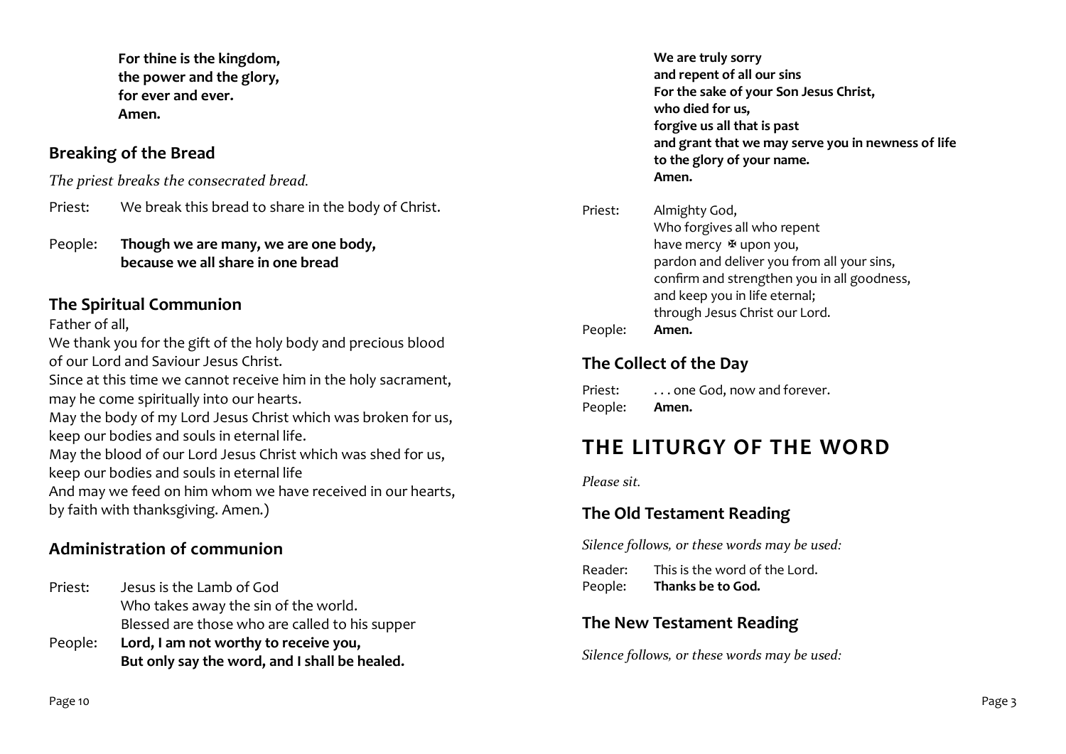**For thine is the kingdom,**
**the power and the glory,**
**for ever and ever.**
**Amen.**

## Breaking of the Bread

*The priest breaks the consecrated bread.*

Priest: We break this bread to share in the body of Christ.

People: **Though we are many, we are one body,**
**because we all share in one bread**

## The Spiritual Communion

Father of all,
We thank you for the gift of the holy body and precious blood of our Lord and Saviour Jesus Christ.
Since at this time we cannot receive him in the holy sacrament, may he come spiritually into our hearts.
May the body of my Lord Jesus Christ which was broken for us, keep our bodies and souls in eternal life.
May the blood of our Lord Jesus Christ which was shed for us, keep our bodies and souls in eternal life
And may we feed on him whom we have received in our hearts, by faith with thanksgiving. Amen.)

## Administration of communion

Priest: Jesus is the Lamb of God
Who takes away the sin of the world.
Blessed are those who are called to his supper

People: **Lord, I am not worthy to receive you,**
**But only say the word, and I shall be healed.**

**We are truly sorry**
**and repent of all our sins**
**For the sake of your Son Jesus Christ,**
**who died for us,**
**forgive us all that is past**
**and grant that we may serve you in newness of life**
**to the glory of your name.**
**Amen.**

Priest: Almighty God,
Who forgives all who repent
have mercy ✠ upon you,
pardon and deliver you from all your sins,
confirm and strengthen you in all goodness,
and keep you in life eternal;
through Jesus Christ our Lord.

People: **Amen.**

## The Collect of the Day

Priest: . . . one God, now and forever.
People: **Amen.**

# THE LITURGY OF THE WORD

*Please sit.*

## The Old Testament Reading

*Silence follows, or these words may be used:*

Reader: This is the word of the Lord.
People: **Thanks be to God.**

## The New Testament Reading

*Silence follows, or these words may be used:*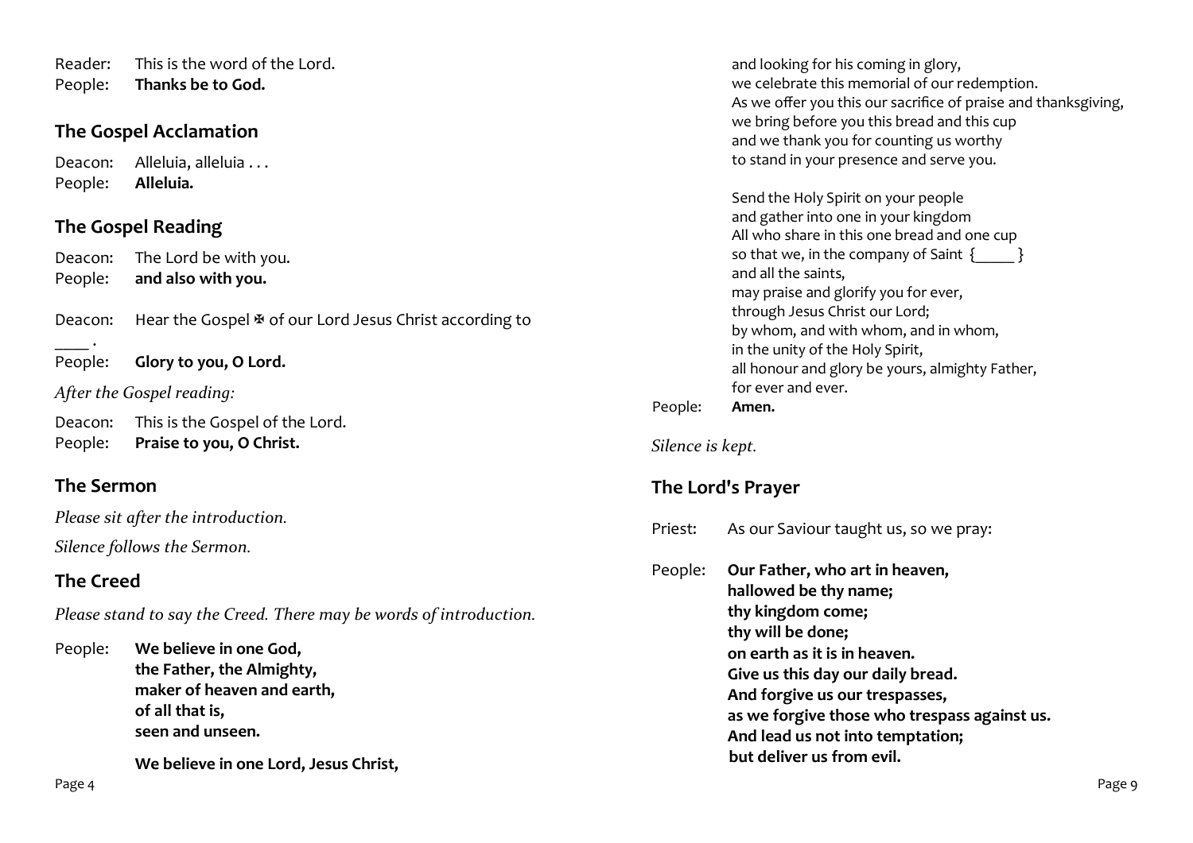Reader: This is the word of the Lord.
People: **Thanks be to God.**

## The Gospel Acclamation

Deacon: Alleluia, alleluia . . .
People: **Alleluia.**

## The Gospel Reading

Deacon: The Lord be with you.
People: **and also with you.**

Deacon: Hear the Gospel ✠ of our Lord Jesus Christ according to ____ .
People: **Glory to you, O Lord.**

*After the Gospel reading:*

Deacon: This is the Gospel of the Lord.
People: **Praise to you, O Christ.**

## The Sermon

*Please sit after the introduction.*

*Silence follows the Sermon.*

## The Creed

*Please stand to say the Creed. There may be words of introduction.*

People: **We believe in one God,**
**the Father, the Almighty,**
**maker of heaven and earth,**
**of all that is,**
**seen and unseen.**

**We believe in one Lord, Jesus Christ,**

and looking for his coming in glory,
we celebrate this memorial of our redemption.
As we offer you this our sacrifice of praise and thanksgiving,
we bring before you this bread and this cup
and we thank you for counting us worthy
to stand in your presence and serve you.

Send the Holy Spirit on your people
and gather into one in your kingdom
All who share in this one bread and one cup
so that we, in the company of Saint {_____}
and all the saints,
may praise and glorify you for ever,
through Jesus Christ our Lord;
by whom, and with whom, and in whom,
in the unity of the Holy Spirit,
all honour and glory be yours, almighty Father,
for ever and ever.

People: **Amen.**

*Silence is kept.*

## The Lord's Prayer

Priest: As our Saviour taught us, so we pray:

People: **Our Father, who art in heaven,**
**hallowed be thy name;**
**thy kingdom come;**
**thy will be done;**
**on earth as it is in heaven.**
**Give us this day our daily bread.**
**And forgive us our trespasses,**
**as we forgive those who trespass against us.**
**And lead us not into temptation;**
**but deliver us from evil.**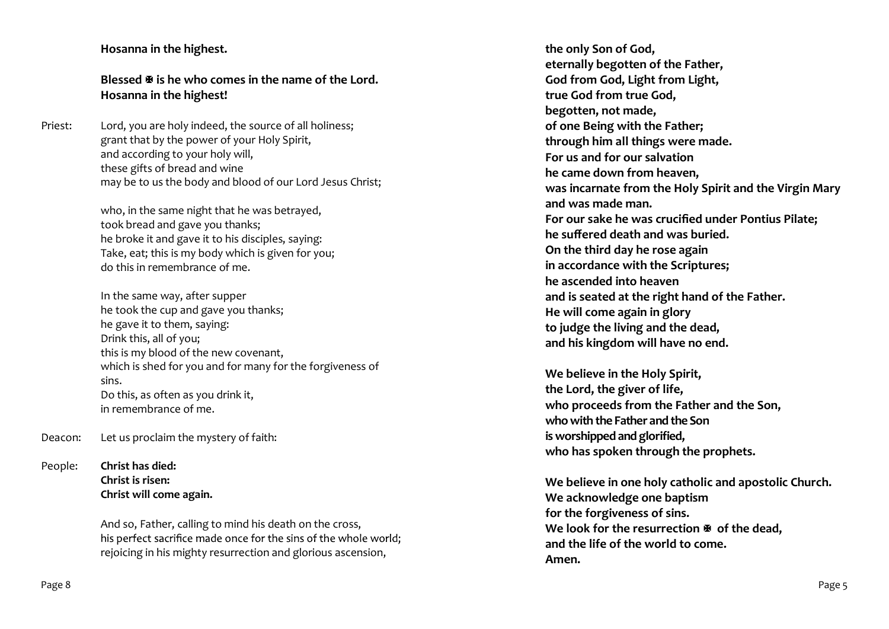**Hosanna in the highest.**

**Blessed ✠ is he who comes in the name of the Lord.**
**Hosanna in the highest!**

Priest: Lord, you are holy indeed, the source of all holiness;
grant that by the power of your Holy Spirit,
and according to your holy will,
these gifts of bread and wine
may be to us the body and blood of our Lord Jesus Christ;

who, in the same night that he was betrayed,
took bread and gave you thanks;
he broke it and gave it to his disciples, saying:
Take, eat; this is my body which is given for you;
do this in remembrance of me.

In the same way, after supper
he took the cup and gave you thanks;
he gave it to them, saying:
Drink this, all of you;
this is my blood of the new covenant,
which is shed for you and for many for the forgiveness of sins.
Do this, as often as you drink it,
in remembrance of me.

Deacon: Let us proclaim the mystery of faith:

People: **Christ has died:**
**Christ is risen:**
**Christ will come again.**

And so, Father, calling to mind his death on the cross,
his perfect sacrifice made once for the sins of the whole world;
rejoicing in his mighty resurrection and glorious ascension,

**the only Son of God,**
**eternally begotten of the Father,**
**God from God, Light from Light,**
**true God from true God,**
**begotten, not made,**
**of one Being with the Father;**
**through him all things were made.**
**For us and for our salvation**
**he came down from heaven,**
**was incarnate from the Holy Spirit and the Virgin Mary**
**and was made man.**
**For our sake he was crucified under Pontius Pilate;**
**he suffered death and was buried.**
**On the third day he rose again**
**in accordance with the Scriptures;**
**he ascended into heaven**
**and is seated at the right hand of the Father.**
**He will come again in glory**
**to judge the living and the dead,**
**and his kingdom will have no end.**

**We believe in the Holy Spirit,**
**the Lord, the giver of life,**
**who proceeds from the Father and the Son,**
**who with the Father and the Son**
**is worshipped and glorified,**
**who has spoken through the prophets.**

**We believe in one holy catholic and apostolic Church.**
**We acknowledge one baptism**
**for the forgiveness of sins.**
**We look for the resurrection ✠ of the dead,**
**and the life of the world to come.**
**Amen.**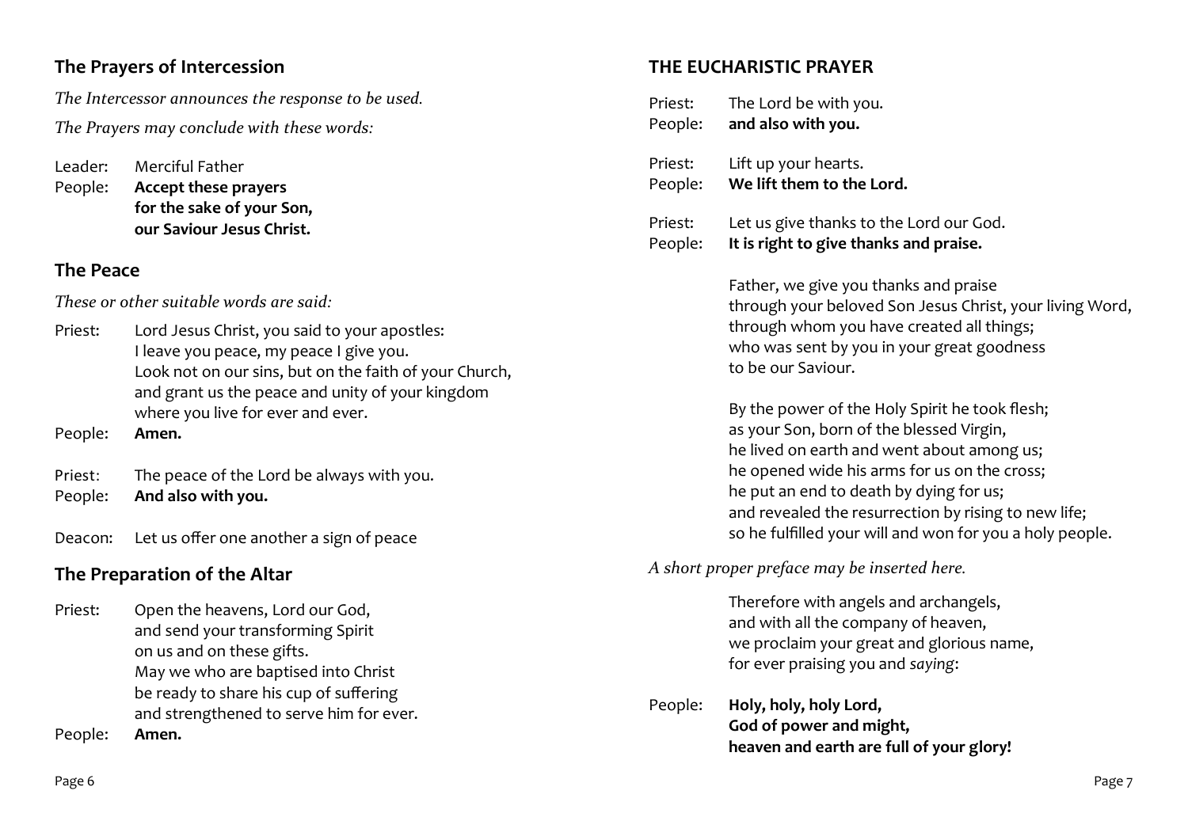## The Prayers of Intercession

*The Intercessor announces the response to be used.*

*The Prayers may conclude with these words:*

Leader: Merciful Father
People: **Accept these prayers**
**for the sake of your Son,**
**our Saviour Jesus Christ.**

## The Peace

*These or other suitable words are said:*

Priest: Lord Jesus Christ, you said to your apostles:
I leave you peace, my peace I give you.
Look not on our sins, but on the faith of your Church,
and grant us the peace and unity of your kingdom
where you live for ever and ever.
People: **Amen.**

Priest: The peace of the Lord be always with you.
People: **And also with you.**

Deacon: Let us offer one another a sign of peace

## The Preparation of the Altar

Priest: Open the heavens, Lord our God,
and send your transforming Spirit
on us and on these gifts.
May we who are baptised into Christ
be ready to share his cup of suffering
and strengthened to serve him for ever.
People: **Amen.**

## THE EUCHARISTIC PRAYER

Priest: The Lord be with you.
People: **and also with you.**

Priest: Lift up your hearts.
People: **We lift them to the Lord.**

Priest: Let us give thanks to the Lord our God.
People: **It is right to give thanks and praise.**

Father, we give you thanks and praise
through your beloved Son Jesus Christ, your living Word,
through whom you have created all things;
who was sent by you in your great goodness
to be our Saviour.

By the power of the Holy Spirit he took flesh;
as your Son, born of the blessed Virgin,
he lived on earth and went about among us;
he opened wide his arms for us on the cross;
he put an end to death by dying for us;
and revealed the resurrection by rising to new life;
so he fulfilled your will and won for you a holy people.

*A short proper preface may be inserted here.*

Therefore with angels and archangels,
and with all the company of heaven,
we proclaim your great and glorious name,
for ever praising you and *saying*:

People: **Holy, holy, holy Lord,**
**God of power and might,**
**heaven and earth are full of your glory!**